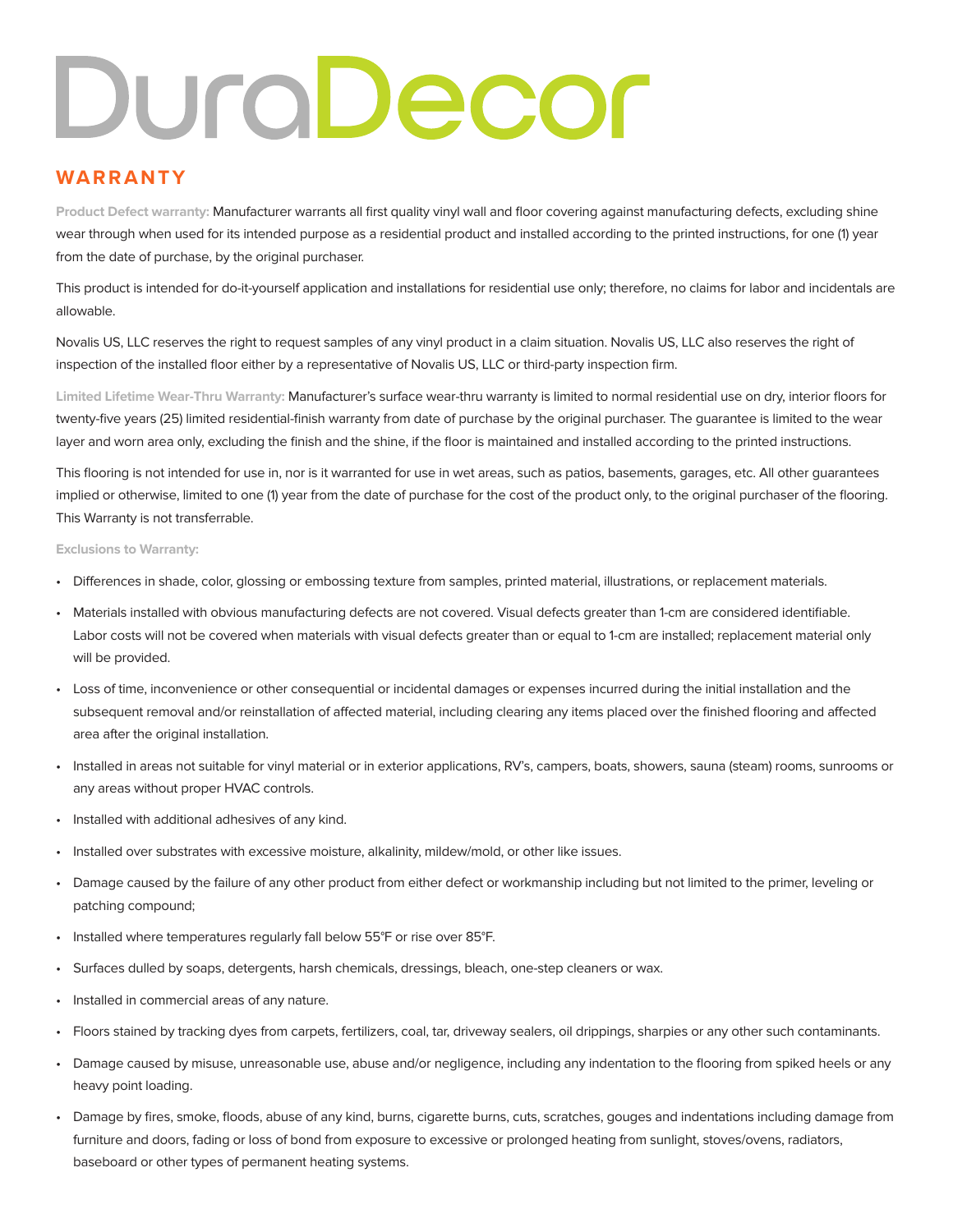# DuraDecor

## WARRANTY

**Product Defect warranty:** Manufacturer warrants all first quality vinyl wall and floor covering against manufacturing defects, excluding shine wear through when used for its intended purpose as a residential product and installed according to the printed instructions, for one (1) year from the date of purchase, by the original purchaser.

This product is intended for do-it-yourself application and installations for residential use only; therefore, no claims for labor and incidentals are allowable.

Novalis US, LLC reserves the right to request samples of any vinyl product in a claim situation. Novalis US, LLC also reserves the right of inspection of the installed floor either by a representative of Novalis US, LLC or third-party inspection firm.

**Limited Lifetime Wear-Thru Warranty:** Manufacturer's surface wear-thru warranty is limited to normal residential use on dry, interior floors for twenty-five years (25) limited residential-finish warranty from date of purchase by the original purchaser. The guarantee is limited to the wear layer and worn area only, excluding the finish and the shine, if the floor is maintained and installed according to the printed instructions.

This flooring is not intended for use in, nor is it warranted for use in wet areas, such as patios, basements, garages, etc. All other guarantees implied or otherwise, limited to one (1) year from the date of purchase for the cost of the product only, to the original purchaser of the flooring. This Warranty is not transferrable.

**Exclusions to Warranty:**

- Differences in shade, color, glossing or embossing texture from samples, printed material, illustrations, or replacement materials.
- Materials installed with obvious manufacturing defects are not covered. Visual defects greater than 1-cm are considered identifiable. Labor costs will not be covered when materials with visual defects greater than or equal to 1-cm are installed; replacement material only will be provided.
- Loss of time, inconvenience or other consequential or incidental damages or expenses incurred during the initial installation and the subsequent removal and/or reinstallation of affected material, including clearing any items placed over the finished flooring and affected area after the original installation.
- Installed in areas not suitable for vinyl material or in exterior applications, RV's, campers, boats, showers, sauna (steam) rooms, sunrooms or any areas without proper HVAC controls.
- Installed with additional adhesives of any kind.
- Installed over substrates with excessive moisture, alkalinity, mildew/mold, or other like issues.
- Damage caused by the failure of any other product from either defect or workmanship including but not limited to the primer, leveling or patching compound;
- Installed where temperatures regularly fall below 55°F or rise over 85°F.
- Surfaces dulled by soaps, detergents, harsh chemicals, dressings, bleach, one-step cleaners or wax.
- Installed in commercial areas of any nature.
- Floors stained by tracking dyes from carpets, fertilizers, coal, tar, driveway sealers, oil drippings, sharpies or any other such contaminants.
- Damage caused by misuse, unreasonable use, abuse and/or negligence, including any indentation to the flooring from spiked heels or any heavy point loading.
- Damage by fires, smoke, floods, abuse of any kind, burns, cigarette burns, cuts, scratches, gouges and indentations including damage from furniture and doors, fading or loss of bond from exposure to excessive or prolonged heating from sunlight, stoves/ovens, radiators, baseboard or other types of permanent heating systems.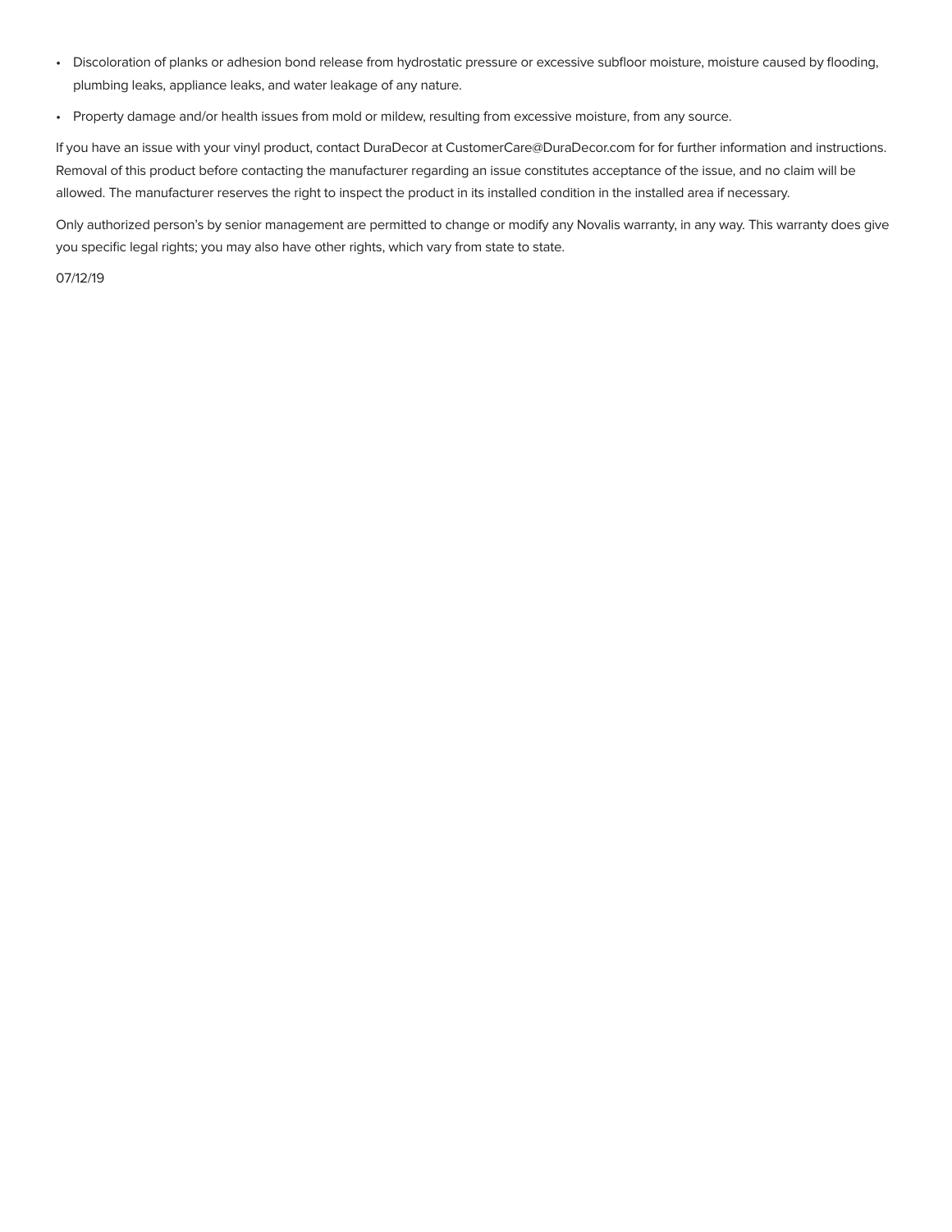- Discoloration of planks or adhesion bond release from hydrostatic pressure or excessive subfloor moisture, moisture caused by flooding, plumbing leaks, appliance leaks, and water leakage of any nature.
- Property damage and/or health issues from mold or mildew, resulting from excessive moisture, from any source.

If you have an issue with your vinyl product, contact DuraDecor at CustomerCare@DuraDecor.com for for further information and instructions. Removal of this product before contacting the manufacturer regarding an issue constitutes acceptance of the issue, and no claim will be allowed. The manufacturer reserves the right to inspect the product in its installed condition in the installed area if necessary.

Only authorized person's by senior management are permitted to change or modify any Novalis warranty, in any way. This warranty does give you specific legal rights; you may also have other rights, which vary from state to state.

07/12/19